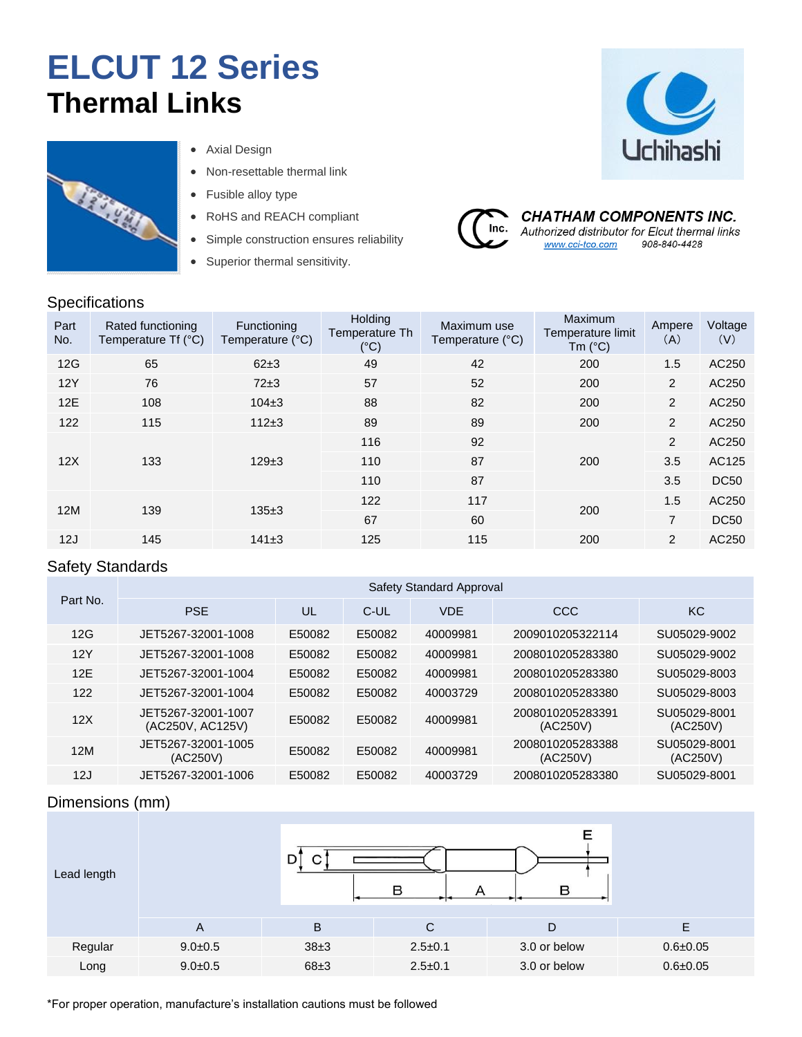# ELCUT 12 Series
## Thermal Links

- Axial Design
- Non-resettable thermal link
- Fusible alloy type
- RoHS and REACH compliant
- Simple construction ensures reliability
- Superior thermal sensitivity.

Uchihashi

**CHATHAM COMPONENTS INC.**
*Authorized distributor for Elcut thermal links*
www.cci-tco.com 908-840-4428

### Specifications

| Part No. | Rated functioning Temperature Tf (°C) | Functioning Temperature (°C) | Holding Temperature Th (°C) | Maximum use Temperature (°C) | Maximum Temperature limit Tm (°C) | Ampere (A) | Voltage (V) |
|---|---|---|---|---|---|---|---|
| 12G | 65 | 62±3 | 49 | 42 | 200 | 1.5 | AC250 |
| 12Y | 76 | 72±3 | 57 | 52 | 200 | 2 | AC250 |
| 12E | 108 | 104±3 | 88 | 82 | 200 | 2 | AC250 |
| 122 | 115 | 112±3 | 89 | 89 | 200 | 2 | AC250 |
| 12X | 133 | 129±3 | 116 | 92 | 200 | 2 | AC250 |
| | | | 110 | 87 | | 3.5 | AC125 |
| | | | 110 | 87 | | 3.5 | DC50 |
| 12M | 139 | 135±3 | 122 | 117 | 200 | 1.5 | AC250 |
| | | | 67 | 60 | | 7 | DC50 |
| 12J | 145 | 141±3 | 125 | 115 | 200 | 2 | AC250 |

### Safety Standards

| Part No. | Safety Standard Approval | | | | | |
|---|---|---|---|---|---|---|
| | PSE | UL | C-UL | VDE | CCC | KC |
| 12G | JET5267-32001-1008 | E50082 | E50082 | 40009981 | 2009010205322114 | SU05029-9002 |
| 12Y | JET5267-32001-1008 | E50082 | E50082 | 40009981 | 2008010205283380 | SU05029-9002 |
| 12E | JET5267-32001-1004 | E50082 | E50082 | 40009981 | 2008010205283380 | SU05029-8003 |
| 122 | JET5267-32001-1004 | E50082 | E50082 | 40003729 | 2008010205283380 | SU05029-8003 |
| 12X | JET5267-32001-1007 (AC250V, AC125V) | E50082 | E50082 | 40009981 | 2008010205283391 (AC250V) | SU05029-8001 (AC250V) |
| 12M | JET5267-32001-1005 (AC250V) | E50082 | E50082 | 40009981 | 2008010205283388 (AC250V) | SU05029-8001 (AC250V) |
| 12J | JET5267-32001-1006 | E50082 | E50082 | 40003729 | 2008010205283380 | SU05029-8001 |

### Dimensions (mm)

| Lead length | A | B | C | D | E |
|---|---|---|---|---|---|
| Regular | 9.0±0.5 | 38±3 | 2.5±0.1 | 3.0 or below | 0.6±0.05 |
| Long | 9.0±0.5 | 68±3 | 2.5±0.1 | 3.0 or below | 0.6±0.05 |

*For proper operation, manufacture's installation cautions must be followed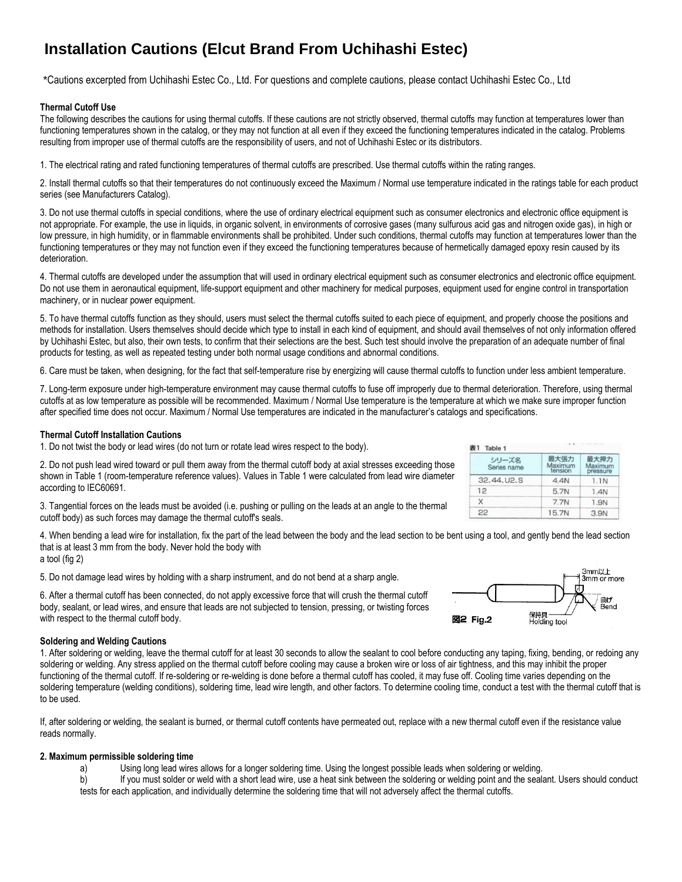# Installation Cautions (Elcut Brand From Uchihashi Estec)

*Cautions excerpted from Uchihashi Estec Co., Ltd. For questions and complete cautions, please contact Uchihashi Estec Co., Ltd

**Thermal Cutoff Use**

The following describes the cautions for using thermal cutoffs. If these cautions are not strictly observed, thermal cutoffs may function at temperatures lower than functioning temperatures shown in the catalog, or they may not function at all even if they exceed the functioning temperatures indicated in the catalog. Problems resulting from improper use of thermal cutoffs are the responsibility of users, and not of Uchihashi Estec or its distributors.

1. The electrical rating and rated functioning temperatures of thermal cutoffs are prescribed. Use thermal cutoffs within the rating ranges.

2. Install thermal cutoffs so that their temperatures do not continuously exceed the Maximum / Normal use temperature indicated in the ratings table for each product series (see Manufacturers Catalog).

3. Do not use thermal cutoffs in special conditions, where the use of ordinary electrical equipment such as consumer electronics and electronic office equipment is not appropriate. For example, the use in liquids, in organic solvent, in environments of corrosive gases (many sulfurous acid gas and nitrogen oxide gas), in high or low pressure, in high humidity, or in flammable environments shall be prohibited. Under such conditions, thermal cutoffs may function at temperatures lower than the functioning temperatures or they may not function even if they exceed the functioning temperatures because of hermetically damaged epoxy resin caused by its deterioration.

4. Thermal cutoffs are developed under the assumption that will used in ordinary electrical equipment such as consumer electronics and electronic office equipment. Do not use them in aeronautical equipment, life-support equipment and other machinery for medical purposes, equipment used for engine control in transportation machinery, or in nuclear power equipment.

5. To have thermal cutoffs function as they should, users must select the thermal cutoffs suited to each piece of equipment, and properly choose the positions and methods for installation. Users themselves should decide which type to install in each kind of equipment, and should avail themselves of not only information offered by Uchihashi Estec, but also, their own tests, to confirm that their selections are the best. Such test should involve the preparation of an adequate number of final products for testing, as well as repeated testing under both normal usage conditions and abnormal conditions.

6. Care must be taken, when designing, for the fact that self-temperature rise by energizing will cause thermal cutoffs to function under less ambient temperature.

7. Long-term exposure under high-temperature environment may cause thermal cutoffs to fuse off improperly due to thermal deterioration. Therefore, using thermal cutoffs at as low temperature as possible will be recommended. Maximum / Normal Use temperature is the temperature at which we make sure improper function after specified time does not occur. Maximum / Normal Use temperatures are indicated in the manufacturer's catalogs and specifications.

**Thermal Cutoff Installation Cautions**

1. Do not twist the body or lead wires (do not turn or rotate lead wires respect to the body).

2. Do not push lead wired toward or pull them away from the thermal cutoff body at axial stresses exceeding those shown in Table 1 (room-temperature reference values). Values in Table 1 were calculated from lead wire diameter according to IEC60691.

表1 Table 1

| シリーズ名 Series name | 最大張力 Maximum tension | 最大押力 Maximum pressure |
|---|---|---|
| 32, 44, U2, S | 4.4N | 1.1N |
| 12 | 5.7N | 1.4N |
| X | 7.7N | 1.9N |
| 22 | 15.7N | 3.9N |

3. Tangential forces on the leads must be avoided (i.e. pushing or pulling on the leads at an angle to the thermal cutoff body) as such forces may damage the thermal cutoff's seals.

4. When bending a lead wire for installation, fix the part of the lead between the body and the lead section to be bent using a tool, and gently bend the lead section that is at least 3 mm from the body. Never hold the body with a tool (fig 2)

5. Do not damage lead wires by holding with a sharp instrument, and do not bend at a sharp angle.

6. After a thermal cutoff has been connected, do not apply excessive force that will crush the thermal cutoff body, sealant, or lead wires, and ensure that leads are not subjected to tension, pressing, or twisting forces with respect to the thermal cutoff body.

3mm以上 3mm or more
曲げ Bend
保持具 Holding tool
図2 Fig.2

**Soldering and Welding Cautions**

1. After soldering or welding, leave the thermal cutoff for at least 30 seconds to allow the sealant to cool before conducting any taping, fixing, bending, or redoing any soldering or welding. Any stress applied on the thermal cutoff before cooling may cause a broken wire or loss of air tightness, and this may inhibit the proper functioning of the thermal cutoff. If re-soldering or re-welding is done before a thermal cutoff has cooled, it may fuse off. Cooling time varies depending on the soldering temperature (welding conditions), soldering time, lead wire length, and other factors. To determine cooling time, conduct a test with the thermal cutoff that is to be used.

If, after soldering or welding, the sealant is burned, or thermal cutoff contents have permeated out, replace with a new thermal cutoff even if the resistance value reads normally.

**2. Maximum permissible soldering time**

a) Using long lead wires allows for a longer soldering time. Using the longest possible leads when soldering or welding.

b) If you must solder or weld with a short lead wire, use a heat sink between the soldering or welding point and the sealant. Users should conduct tests for each application, and individually determine the soldering time that will not adversely affect the thermal cutoffs.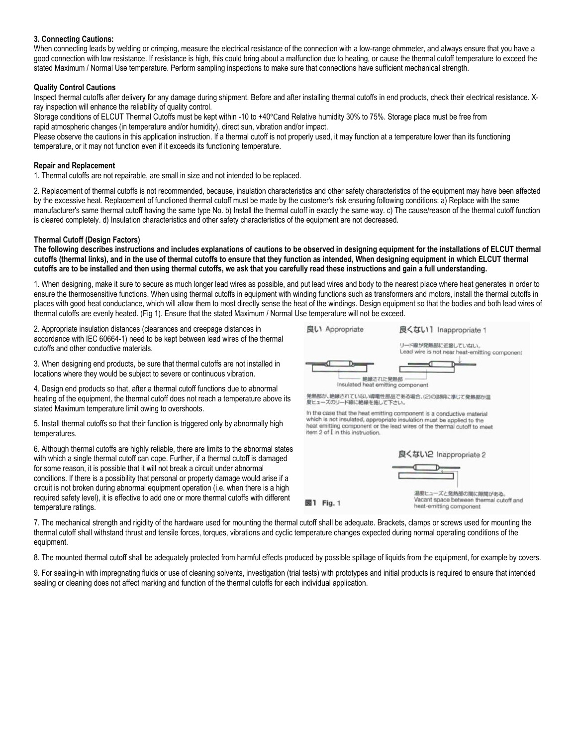### 3. Connecting Cautions:

When connecting leads by welding or crimping, measure the electrical resistance of the connection with a low-range ohmmeter, and always ensure that you have a good connection with low resistance. If resistance is high, this could bring about a malfunction due to heating, or cause the thermal cutoff temperature to exceed the stated Maximum / Normal Use temperature. Perform sampling inspections to make sure that connections have sufficient mechanical strength.

### Quality Control Cautions

Inspect thermal cutoffs after delivery for any damage during shipment. Before and after installing thermal cutoffs in end products, check their electrical resistance. X-ray inspection will enhance the reliability of quality control.

Storage conditions of ELCUT Thermal Cutoffs must be kept within -10 to +40°Cand Relative humidity 30% to 75%. Storage place must be free from rapid atmospheric changes (in temperature and/or humidity), direct sun, vibration and/or impact.

Please observe the cautions in this application instruction. If a thermal cutoff is not properly used, it may function at a temperature lower than its functioning temperature, or it may not function even if it exceeds its functioning temperature.

### Repair and Replacement

1. Thermal cutoffs are not repairable, are small in size and not intended to be replaced.

2. Replacement of thermal cutoffs is not recommended, because, insulation characteristics and other safety characteristics of the equipment may have been affected by the excessive heat. Replacement of functioned thermal cutoff must be made by the customer's risk ensuring following conditions: a) Replace with the same manufacturer's same thermal cutoff having the same type No. b) Install the thermal cutoff in exactly the same way. c) The cause/reason of the thermal cutoff function is cleared completely. d) Insulation characteristics and other safety characteristics of the equipment are not decreased.

### Thermal Cutoff (Design Factors)

**The following describes instructions and includes explanations of cautions to be observed in designing equipment for the installations of ELCUT thermal cutoffs (thermal links), and in the use of thermal cutoffs to ensure that they function as intended, When designing equipment in which ELCUT thermal cutoffs are to be installed and then using thermal cutoffs, we ask that you carefully read these instructions and gain a full understanding.**

1. When designing, make it sure to secure as much longer lead wires as possible, and put lead wires and body to the nearest place where heat generates in order to ensure the thermosensitive functions. When using thermal cutoffs in equipment with winding functions such as transformers and motors, install the thermal cutoffs in places with good heat conductance, which will allow them to most directly sense the heat of the windings. Design equipment so that the bodies and both lead wires of thermal cutoffs are evenly heated. (Fig 1). Ensure that the stated Maximum / Normal Use temperature will not be exceed.

2. Appropriate insulation distances (clearances and creepage distances in accordance with IEC 60664-1) need to be kept between lead wires of the thermal cutoffs and other conductive materials.

3. When designing end products, be sure that thermal cutoffs are not installed in locations where they would be subject to severe or continuous vibration.

4. Design end products so that, after a thermal cutoff functions due to abnormal heating of the equipment, the thermal cutoff does not reach a temperature above its stated Maximum temperature limit owing to overshoots.

5. Install thermal cutoffs so that their function is triggered only by abnormally high temperatures.

6. Although thermal cutoffs are highly reliable, there are limits to the abnormal states with which a single thermal cutoff can cope. Further, if a thermal cutoff is damaged for some reason, it is possible that it will not break a circuit under abnormal conditions. If there is a possibility that personal or property damage would arise if a circuit is not broken during abnormal equipment operation (i.e. when there is a high required safety level), it is effective to add one or more thermal cutoffs with different temperature ratings.

良い Appropriate

良くない1 Inappropriate 1

リード線が発熱部に近接していない。
Lead wire is not near heat-emitting component

絶縁された発熱部
Insulated heat emitting component

発熱部が、絶縁されていない導電性部品である場合、(2)の説明に準じて発熱部か温度ヒューズのリード線に絶縁を施して下さい。

In the case that the heat emitting component is a conductive material which is not insulated, appropriate insulation must be applied to the heat emitting component or the lead wires of the thermal cutoff to meet item 2 of I in this instruction.

良くない2 Inappropriate 2

温度ヒューズと発熱部の間に隙間がある。
Vacant space between thermal cutoff and heat-emitting component

図1 Fig. 1

7. The mechanical strength and rigidity of the hardware used for mounting the thermal cutoff shall be adequate. Brackets, clamps or screws used for mounting the thermal cutoff shall withstand thrust and tensile forces, torques, vibrations and cyclic temperature changes expected during normal operating conditions of the equipment.

8. The mounted thermal cutoff shall be adequately protected from harmful effects produced by possible spillage of liquids from the equipment, for example by covers.

9. For sealing-in with impregnating fluids or use of cleaning solvents, investigation (trial tests) with prototypes and initial products is required to ensure that intended sealing or cleaning does not affect marking and function of the thermal cutoffs for each individual application.